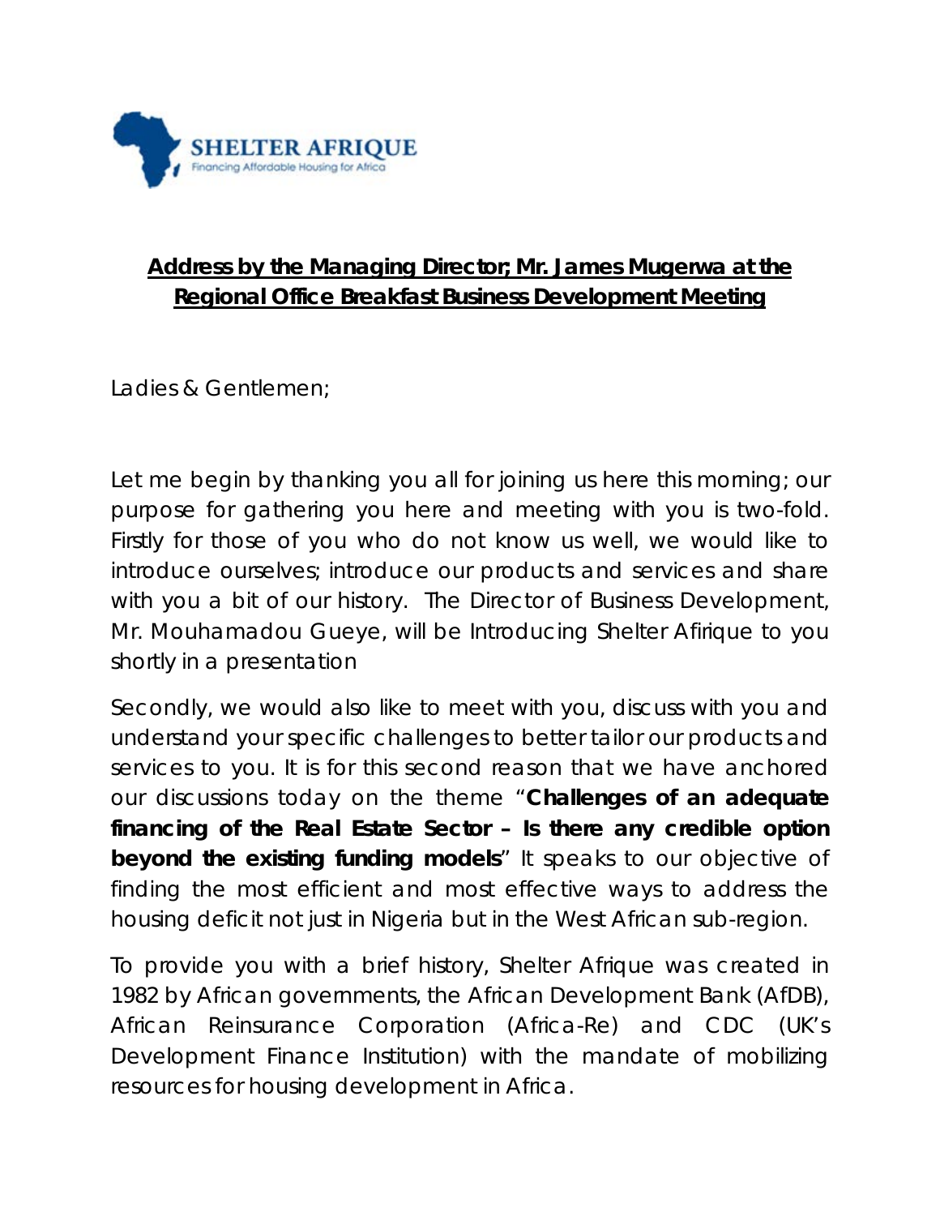SHELTER AFRIQUE

Financing Affordable Housing for Africa

# Address by the Managing Director; Mr. James Mugerwa at the Regional Office Breakfast Business Development Meeting

Ladies & Gentlemen;

Let me begin by thanking you all for joining us here this morning; our purpose for gathering you here and meeting with you is two-fold. Firstly for those of you who do not know us well, we would like to introduce ourselves; introduce our products and services and share with you a bit of our history. The Director of Business Development, Mr. Mouhamadou Gueye, will be Introducing Shelter Afirique to you shortly in a presentation

Secondly, we would also like to meet with you, discuss with you and understand your specific challenges to better tailor our products and services to you. It is for this second reason that we have anchored our discussions today on the theme "**Challenges of an adequate financing of the Real Estate Sector – Is there any credible option beyond the existing funding models**" It speaks to our objective of finding the most efficient and most effective ways to address the housing deficit not just in Nigeria but in the West African sub-region.

To provide you with a brief history, Shelter Afrique was created in 1982 by African governments, the African Development Bank (AfDB), African Reinsurance Corporation (Africa-Re) and CDC (UK's Development Finance Institution) with the mandate of mobilizing resources for housing development in Africa.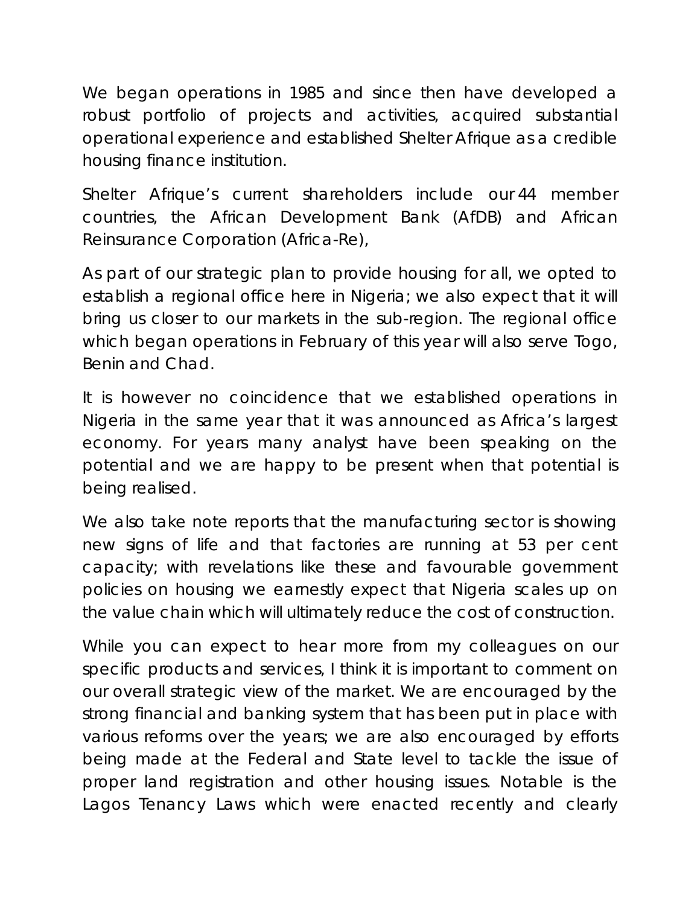We began operations in 1985 and since then have developed a robust portfolio of projects and activities, acquired substantial operational experience and established Shelter Afrique as a credible housing finance institution.

Shelter Afrique's current shareholders include our 44 member countries, the African Development Bank (AfDB) and African Reinsurance Corporation (Africa-Re),

As part of our strategic plan to provide housing for all, we opted to establish a regional office here in Nigeria; we also expect that it will bring us closer to our markets in the sub-region. The regional office which began operations in February of this year will also serve Togo, Benin and Chad.

It is however no coincidence that we established operations in Nigeria in the same year that it was announced as Africa's largest economy. For years many analyst have been speaking on the potential and we are happy to be present when that potential is being realised.

We also take note reports that the manufacturing sector is showing new signs of life and that factories are running at 53 per cent capacity; with revelations like these and favourable government policies on housing we earnestly expect that Nigeria scales up on the value chain which will ultimately reduce the cost of construction.

While you can expect to hear more from my colleagues on our specific products and services, I think it is important to comment on our overall strategic view of the market. We are encouraged by the strong financial and banking system that has been put in place with various reforms over the years; we are also encouraged by efforts being made at the Federal and State level to tackle the issue of proper land registration and other housing issues. Notable is the Lagos Tenancy Laws which were enacted recently and clearly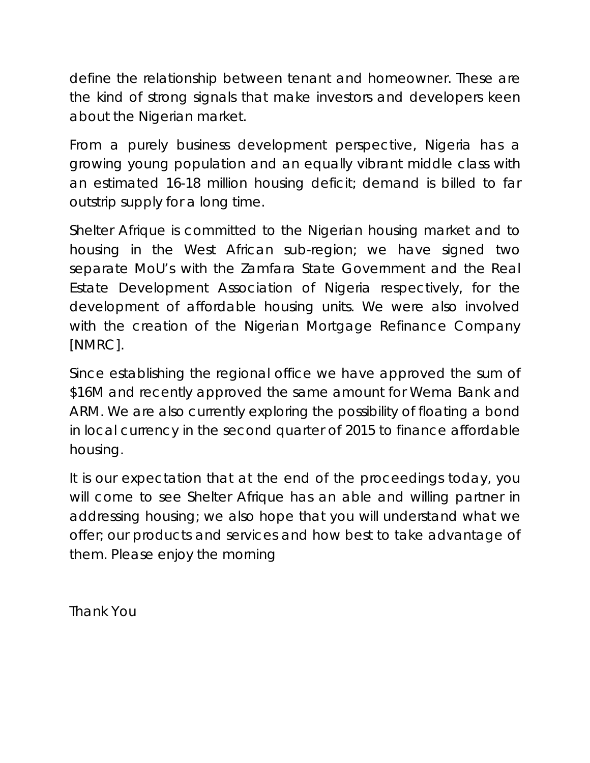define the relationship between tenant and homeowner. These are the kind of strong signals that make investors and developers keen about the Nigerian market.

From a purely business development perspective, Nigeria has a growing young population and an equally vibrant middle class with an estimated 16-18 million housing deficit; demand is billed to far outstrip supply for a long time.

Shelter Afrique is committed to the Nigerian housing market and to housing in the West African sub-region; we have signed two separate MoU's with the Zamfara State Government and the Real Estate Development Association of Nigeria respectively, for the development of affordable housing units. We were also involved with the creation of the Nigerian Mortgage Refinance Company [NMRC].

Since establishing the regional office we have approved the sum of $16M and recently approved the same amount for Wema Bank and ARM. We are also currently exploring the possibility of floating a bond in local currency in the second quarter of 2015 to finance affordable housing.

It is our expectation that at the end of the proceedings today, you will come to see Shelter Afrique has an able and willing partner in addressing housing; we also hope that you will understand what we offer; our products and services and how best to take advantage of them. Please enjoy the morning

Thank You